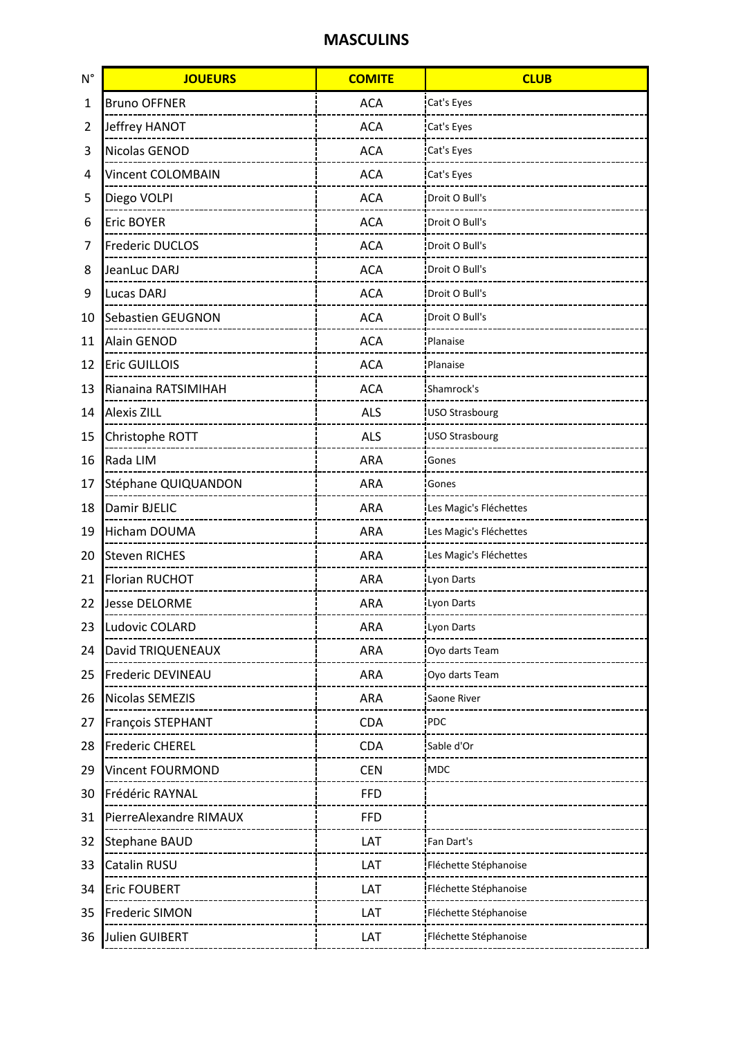# MASCULINS

| N° | JOUEURS | COMITE | CLUB |
|---|---|---|---|
| 1 | Bruno OFFNER | ACA | Cat's Eyes |
| 2 | Jeffrey HANOT | ACA | Cat's Eyes |
| 3 | Nicolas GENOD | ACA | Cat's Eyes |
| 4 | Vincent COLOMBAIN | ACA | Cat's Eyes |
| 5 | Diego VOLPI | ACA | Droit O Bull's |
| 6 | Eric BOYER | ACA | Droit O Bull's |
| 7 | Frederic DUCLOS | ACA | Droit O Bull's |
| 8 | JeanLuc DARJ | ACA | Droit O Bull's |
| 9 | Lucas DARJ | ACA | Droit O Bull's |
| 10 | Sebastien GEUGNON | ACA | Droit O Bull's |
| 11 | Alain GENOD | ACA | Planaise |
| 12 | Eric GUILLOIS | ACA | Planaise |
| 13 | Rianaina RATSIMIHAH | ACA | Shamrock's |
| 14 | Alexis ZILL | ALS | USO Strasbourg |
| 15 | Christophe ROTT | ALS | USO Strasbourg |
| 16 | Rada LIM | ARA | Gones |
| 17 | Stéphane QUIQUANDON | ARA | Gones |
| 18 | Damir BJELIC | ARA | Les Magic's Fléchettes |
| 19 | Hicham DOUMA | ARA | Les Magic's Fléchettes |
| 20 | Steven RICHES | ARA | Les Magic's Fléchettes |
| 21 | Florian RUCHOT | ARA | Lyon Darts |
| 22 | Jesse DELORME | ARA | Lyon Darts |
| 23 | Ludovic COLARD | ARA | Lyon Darts |
| 24 | David TRIQUENEAUX | ARA | Oyo darts Team |
| 25 | Frederic DEVINEAU | ARA | Oyo darts Team |
| 26 | Nicolas SEMEZIS | ARA | Saone River |
| 27 | François STEPHANT | CDA | PDC |
| 28 | Frederic CHEREL | CDA | Sable d'Or |
| 29 | Vincent FOURMOND | CEN | MDC |
| 30 | Frédéric RAYNAL | FFD | |
| 31 | PierreAlexandre RIMAUX | FFD | |
| 32 | Stephane BAUD | LAT | Fan Dart's |
| 33 | Catalin RUSU | LAT | Fléchette Stéphanoise |
| 34 | Eric FOUBERT | LAT | Fléchette Stéphanoise |
| 35 | Frederic SIMON | LAT | Fléchette Stéphanoise |
| 36 | Julien GUIBERT | LAT | Fléchette Stéphanoise |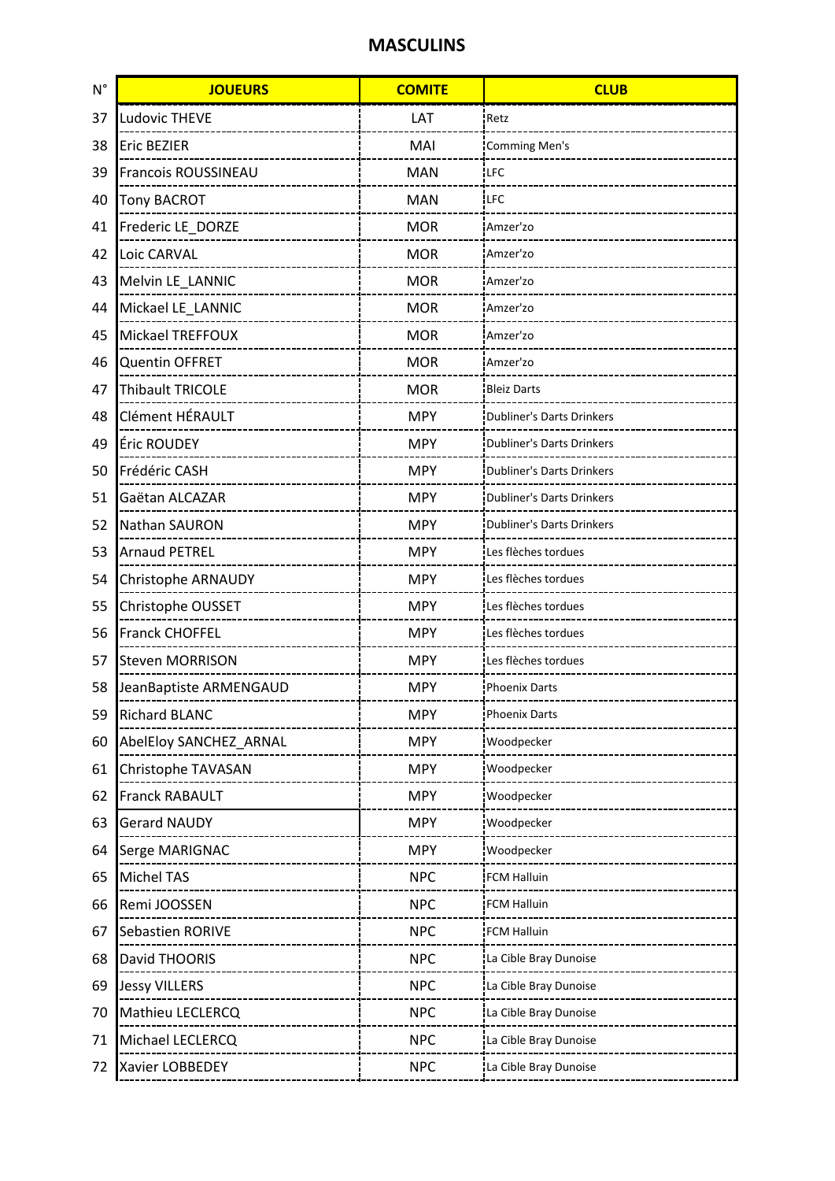## MASCULINS

| N° | JOUEURS | COMITE | CLUB |
|---|---|---|---|
| 37 | Ludovic THEVE | LAT | Retz |
| 38 | Eric BEZIER | MAI | Comming Men's |
| 39 | Francois ROUSSINEAU | MAN | LFC |
| 40 | Tony BACROT | MAN | LFC |
| 41 | Frederic LE_DORZE | MOR | Amzer'zo |
| 42 | Loic CARVAL | MOR | Amzer'zo |
| 43 | Melvin LE_LANNIC | MOR | Amzer'zo |
| 44 | Mickael LE_LANNIC | MOR | Amzer'zo |
| 45 | Mickael TREFFOUX | MOR | Amzer'zo |
| 46 | Quentin OFFRET | MOR | Amzer'zo |
| 47 | Thibault TRICOLE | MOR | Bleiz Darts |
| 48 | Clément HÉRAULT | MPY | Dubliner's Darts Drinkers |
| 49 | Éric ROUDEY | MPY | Dubliner's Darts Drinkers |
| 50 | Frédéric CASH | MPY | Dubliner's Darts Drinkers |
| 51 | Gaëtan ALCAZAR | MPY | Dubliner's Darts Drinkers |
| 52 | Nathan SAURON | MPY | Dubliner's Darts Drinkers |
| 53 | Arnaud PETREL | MPY | Les flèches tordues |
| 54 | Christophe ARNAUDY | MPY | Les flèches tordues |
| 55 | Christophe OUSSET | MPY | Les flèches tordues |
| 56 | Franck CHOFFEL | MPY | Les flèches tordues |
| 57 | Steven MORRISON | MPY | Les flèches tordues |
| 58 | JeanBaptiste ARMENGAUD | MPY | Phoenix Darts |
| 59 | Richard BLANC | MPY | Phoenix Darts |
| 60 | AbelEloy SANCHEZ_ARNAL | MPY | Woodpecker |
| 61 | Christophe TAVASAN | MPY | Woodpecker |
| 62 | Franck RABAULT | MPY | Woodpecker |
| 63 | Gerard NAUDY | MPY | Woodpecker |
| 64 | Serge MARIGNAC | MPY | Woodpecker |
| 65 | Michel TAS | NPC | FCM Halluin |
| 66 | Remi JOOSSEN | NPC | FCM Halluin |
| 67 | Sebastien RORIVE | NPC | FCM Halluin |
| 68 | David THOORIS | NPC | La Cible Bray Dunoise |
| 69 | Jessy VILLERS | NPC | La Cible Bray Dunoise |
| 70 | Mathieu LECLERCQ | NPC | La Cible Bray Dunoise |
| 71 | Michael LECLERCQ | NPC | La Cible Bray Dunoise |
| 72 | Xavier LOBBEDEY | NPC | La Cible Bray Dunoise |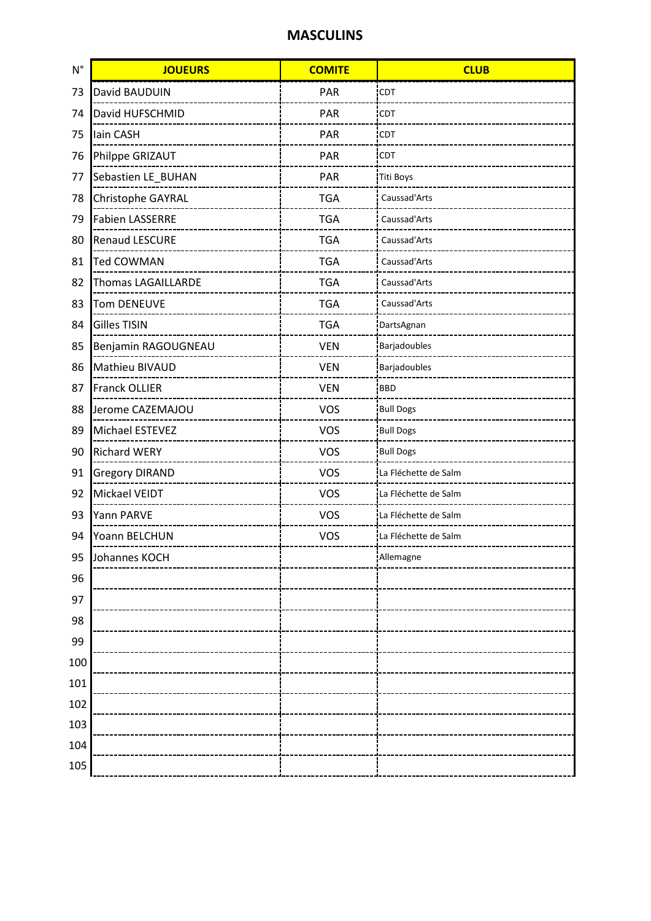# MASCULINS

| N° | JOUEURS | COMITE | CLUB |
|---|---|---|---|
| 73 | David BAUDUIN | PAR | CDT |
| 74 | David HUFSCHMID | PAR | CDT |
| 75 | Iain CASH | PAR | CDT |
| 76 | Philppe GRIZAUT | PAR | CDT |
| 77 | Sebastien LE_BUHAN | PAR | Titi Boys |
| 78 | Christophe GAYRAL | TGA | Caussad'Arts |
| 79 | Fabien LASSERRE | TGA | Caussad'Arts |
| 80 | Renaud LESCURE | TGA | Caussad'Arts |
| 81 | Ted COWMAN | TGA | Caussad'Arts |
| 82 | Thomas LAGAILLARDE | TGA | Caussad'Arts |
| 83 | Tom DENEUVE | TGA | Caussad'Arts |
| 84 | Gilles TISIN | TGA | DartsAgnan |
| 85 | Benjamin RAGOUGNEAU | VEN | Barjadoubles |
| 86 | Mathieu BIVAUD | VEN | Barjadoubles |
| 87 | Franck OLLIER | VEN | BBD |
| 88 | Jerome CAZEMAJOU | VOS | Bull Dogs |
| 89 | Michael ESTEVEZ | VOS | Bull Dogs |
| 90 | Richard WERY | VOS | Bull Dogs |
| 91 | Gregory DIRAND | VOS | La Fléchette de Salm |
| 92 | Mickael VEIDT | VOS | La Fléchette de Salm |
| 93 | Yann PARVE | VOS | La Fléchette de Salm |
| 94 | Yoann BELCHUN | VOS | La Fléchette de Salm |
| 95 | Johannes KOCH | | Allemagne |
| 96 | | | |
| 97 | | | |
| 98 | | | |
| 99 | | | |
| 100 | | | |
| 101 | | | |
| 102 | | | |
| 103 | | | |
| 104 | | | |
| 105 | | | |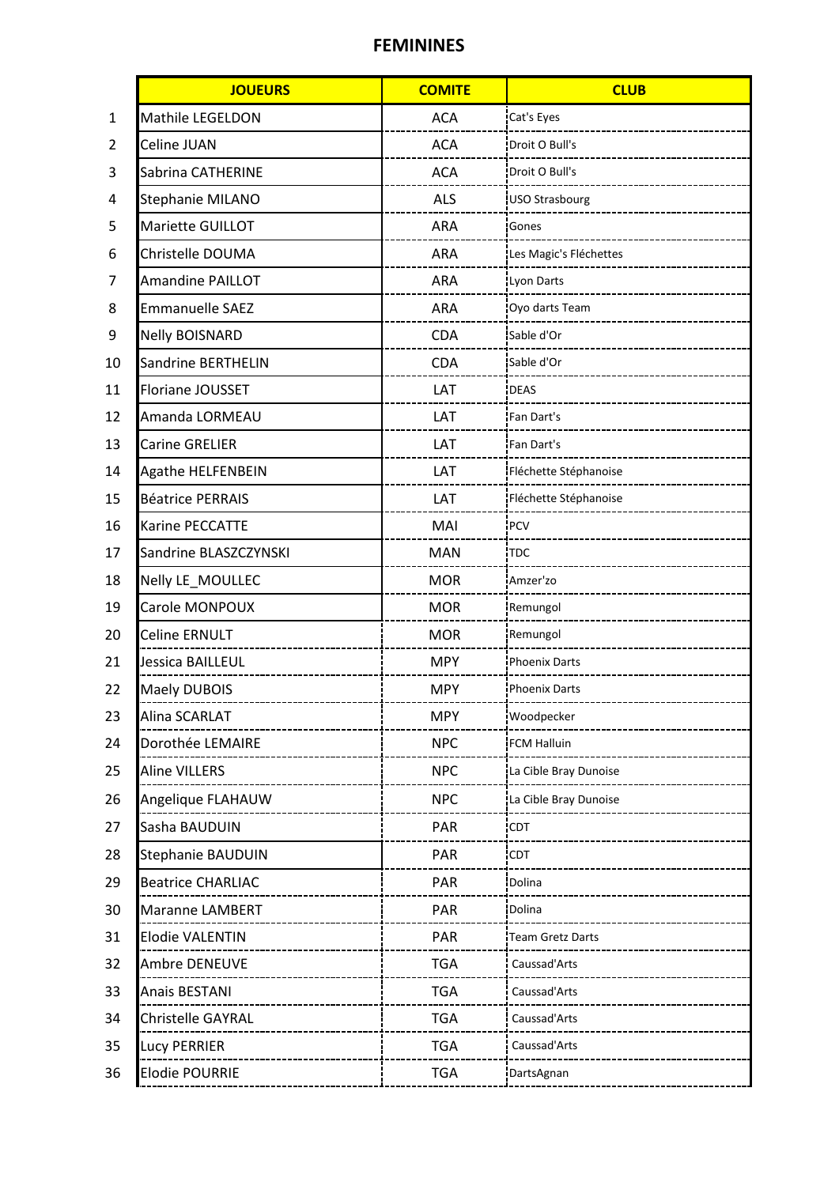# FEMININES

| | JOUEURS | COMITE | CLUB |
|---|---|---|---|
| 1 | Mathile LEGELDON | ACA | Cat's Eyes |
| 2 | Celine JUAN | ACA | Droit O Bull's |
| 3 | Sabrina CATHERINE | ACA | Droit O Bull's |
| 4 | Stephanie MILANO | ALS | USO Strasbourg |
| 5 | Mariette GUILLOT | ARA | Gones |
| 6 | Christelle DOUMA | ARA | Les Magic's Fléchettes |
| 7 | Amandine PAILLOT | ARA | Lyon Darts |
| 8 | Emmanuelle SAEZ | ARA | Oyo darts Team |
| 9 | Nelly BOISNARD | CDA | Sable d'Or |
| 10 | Sandrine BERTHELIN | CDA | Sable d'Or |
| 11 | Floriane JOUSSET | LAT | DEAS |
| 12 | Amanda LORMEAU | LAT | Fan Dart's |
| 13 | Carine GRELIER | LAT | Fan Dart's |
| 14 | Agathe HELFENBEIN | LAT | Fléchette Stéphanoise |
| 15 | Béatrice PERRAIS | LAT | Fléchette Stéphanoise |
| 16 | Karine PECCATTE | MAI | PCV |
| 17 | Sandrine BLASZCZYNSKI | MAN | TDC |
| 18 | Nelly LE_MOULLEC | MOR | Amzer'zo |
| 19 | Carole MONPOUX | MOR | Remungol |
| 20 | Celine ERNULT | MOR | Remungol |
| 21 | Jessica BAILLEUL | MPY | Phoenix Darts |
| 22 | Maely DUBOIS | MPY | Phoenix Darts |
| 23 | Alina SCARLAT | MPY | Woodpecker |
| 24 | Dorothée LEMAIRE | NPC | FCM Halluin |
| 25 | Aline VILLERS | NPC | La Cible Bray Dunoise |
| 26 | Angelique FLAHAUW | NPC | La Cible Bray Dunoise |
| 27 | Sasha BAUDUIN | PAR | CDT |
| 28 | Stephanie BAUDUIN | PAR | CDT |
| 29 | Beatrice CHARLIAC | PAR | Dolina |
| 30 | Maranne LAMBERT | PAR | Dolina |
| 31 | Elodie VALENTIN | PAR | Team Gretz Darts |
| 32 | Ambre DENEUVE | TGA | Caussad'Arts |
| 33 | Anais BESTANI | TGA | Caussad'Arts |
| 34 | Christelle GAYRAL | TGA | Caussad'Arts |
| 35 | Lucy PERRIER | TGA | Caussad'Arts |
| 36 | Elodie POURRIE | TGA | DartsAgnan |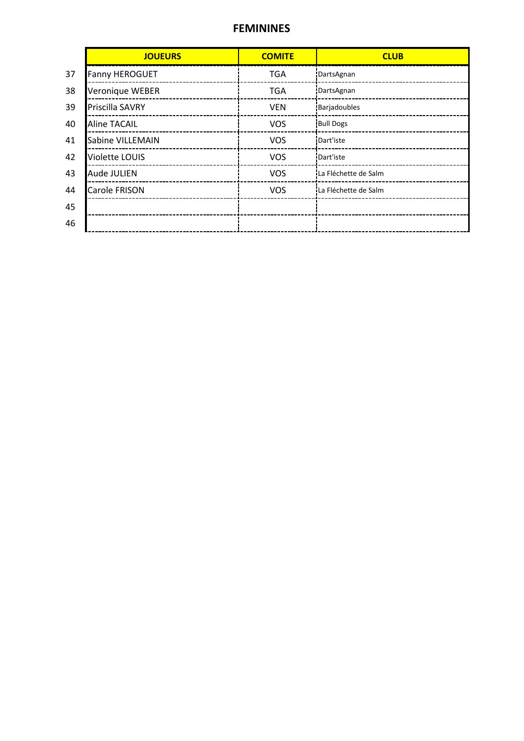# FEMININES

| | JOUEURS | COMITE | CLUB |
|---|---|---|---|
| 37 | Fanny HEROGUET | TGA | DartsAgnan |
| 38 | Veronique WEBER | TGA | DartsAgnan |
| 39 | Priscilla SAVRY | VEN | Barjadoubles |
| 40 | Aline TACAIL | VOS | Bull Dogs |
| 41 | Sabine VILLEMAIN | VOS | Dart'iste |
| 42 | Violette LOUIS | VOS | Dart'iste |
| 43 | Aude JULIEN | VOS | La Fléchette de Salm |
| 44 | Carole FRISON | VOS | La Fléchette de Salm |
| 45 | | | |
| 46 | | | |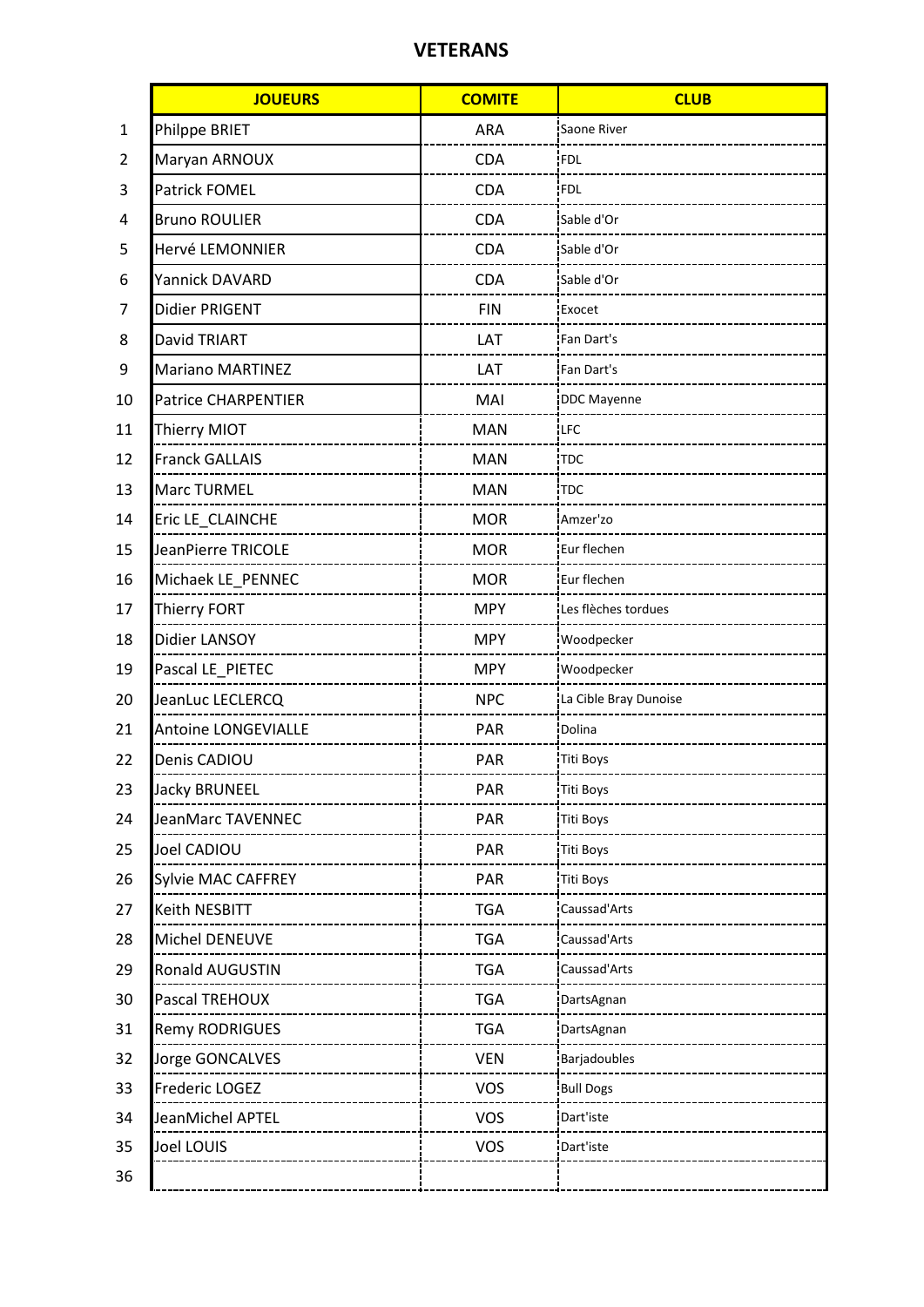# VETERANS

| | JOUEURS | COMITE | CLUB |
|---|---|---|---|
| 1 | Philppe BRIET | ARA | Saone River |
| 2 | Maryan ARNOUX | CDA | FDL |
| 3 | Patrick FOMEL | CDA | FDL |
| 4 | Bruno ROULIER | CDA | Sable d'Or |
| 5 | Hervé LEMONNIER | CDA | Sable d'Or |
| 6 | Yannick DAVARD | CDA | Sable d'Or |
| 7 | Didier PRIGENT | FIN | Exocet |
| 8 | David TRIART | LAT | Fan Dart's |
| 9 | Mariano MARTINEZ | LAT | Fan Dart's |
| 10 | Patrice CHARPENTIER | MAI | DDC Mayenne |
| 11 | Thierry MIOT | MAN | LFC |
| 12 | Franck GALLAIS | MAN | TDC |
| 13 | Marc TURMEL | MAN | TDC |
| 14 | Eric LE_CLAINCHE | MOR | Amzer'zo |
| 15 | JeanPierre TRICOLE | MOR | Eur flechen |
| 16 | Michaek LE_PENNEC | MOR | Eur flechen |
| 17 | Thierry FORT | MPY | Les flèches tordues |
| 18 | Didier LANSOY | MPY | Woodpecker |
| 19 | Pascal LE_PIETEC | MPY | Woodpecker |
| 20 | JeanLuc LECLERCQ | NPC | La Cible Bray Dunoise |
| 21 | Antoine LONGEVIALLE | PAR | Dolina |
| 22 | Denis CADIOU | PAR | Titi Boys |
| 23 | Jacky BRUNEEL | PAR | Titi Boys |
| 24 | JeanMarc TAVENNEC | PAR | Titi Boys |
| 25 | Joel CADIOU | PAR | Titi Boys |
| 26 | Sylvie MAC CAFFREY | PAR | Titi Boys |
| 27 | Keith NESBITT | TGA | Caussad'Arts |
| 28 | Michel DENEUVE | TGA | Caussad'Arts |
| 29 | Ronald AUGUSTIN | TGA | Caussad'Arts |
| 30 | Pascal TREHOUX | TGA | DartsAgnan |
| 31 | Remy RODRIGUES | TGA | DartsAgnan |
| 32 | Jorge GONCALVES | VEN | Barjadoubles |
| 33 | Frederic LOGEZ | VOS | Bull Dogs |
| 34 | JeanMichel APTEL | VOS | Dart'iste |
| 35 | Joel LOUIS | VOS | Dart'iste |
| 36 | | | |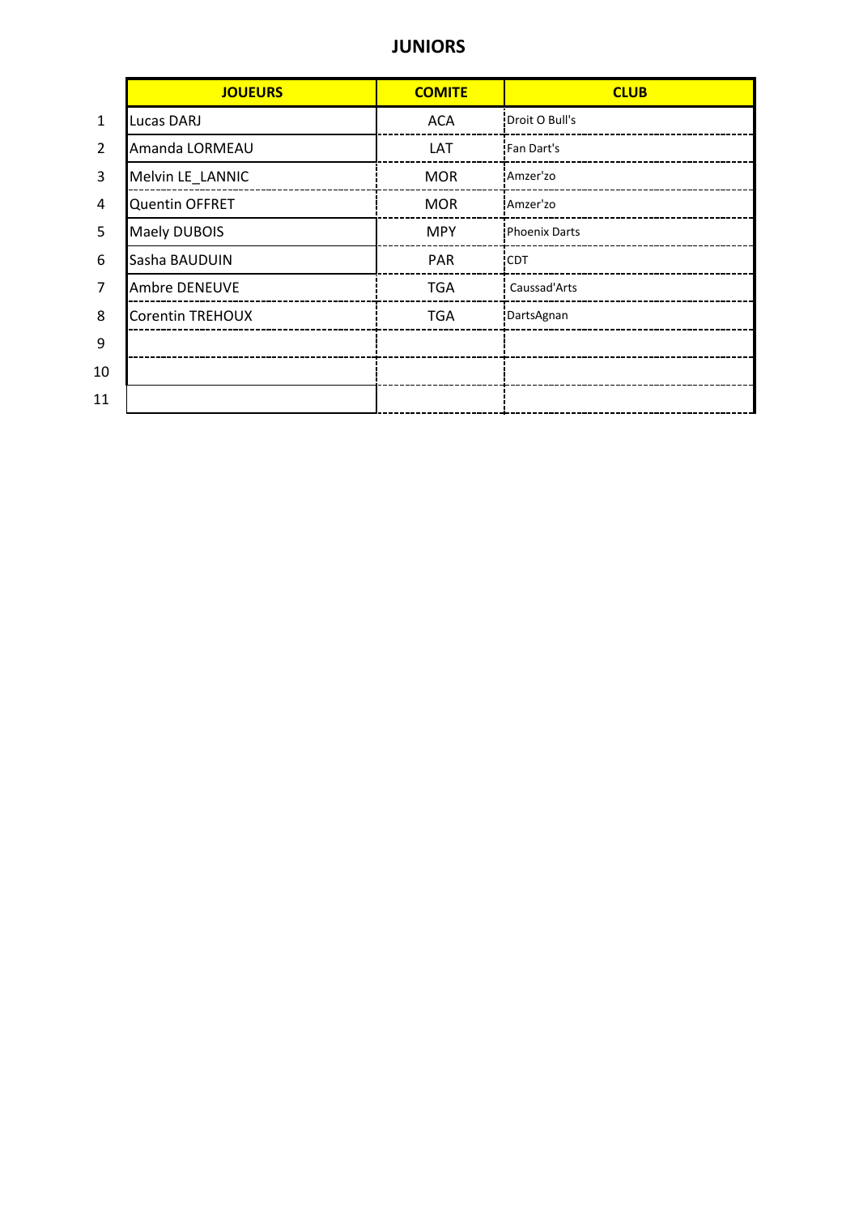## JUNIORS

| | JOUEURS | COMITE | CLUB |
|---|---|---|---|
| 1 | Lucas DARJ | ACA | Droit O Bull's |
| 2 | Amanda LORMEAU | LAT | Fan Dart's |
| 3 | Melvin LE_LANNIC | MOR | Amzer'zo |
| 4 | Quentin OFFRET | MOR | Amzer'zo |
| 5 | Maely DUBOIS | MPY | Phoenix Darts |
| 6 | Sasha BAUDUIN | PAR | CDT |
| 7 | Ambre DENEUVE | TGA | Caussad'Arts |
| 8 | Corentin TREHOUX | TGA | DartsAgnan |
| 9 | | | |
| 10 | | | |
| 11 | | | |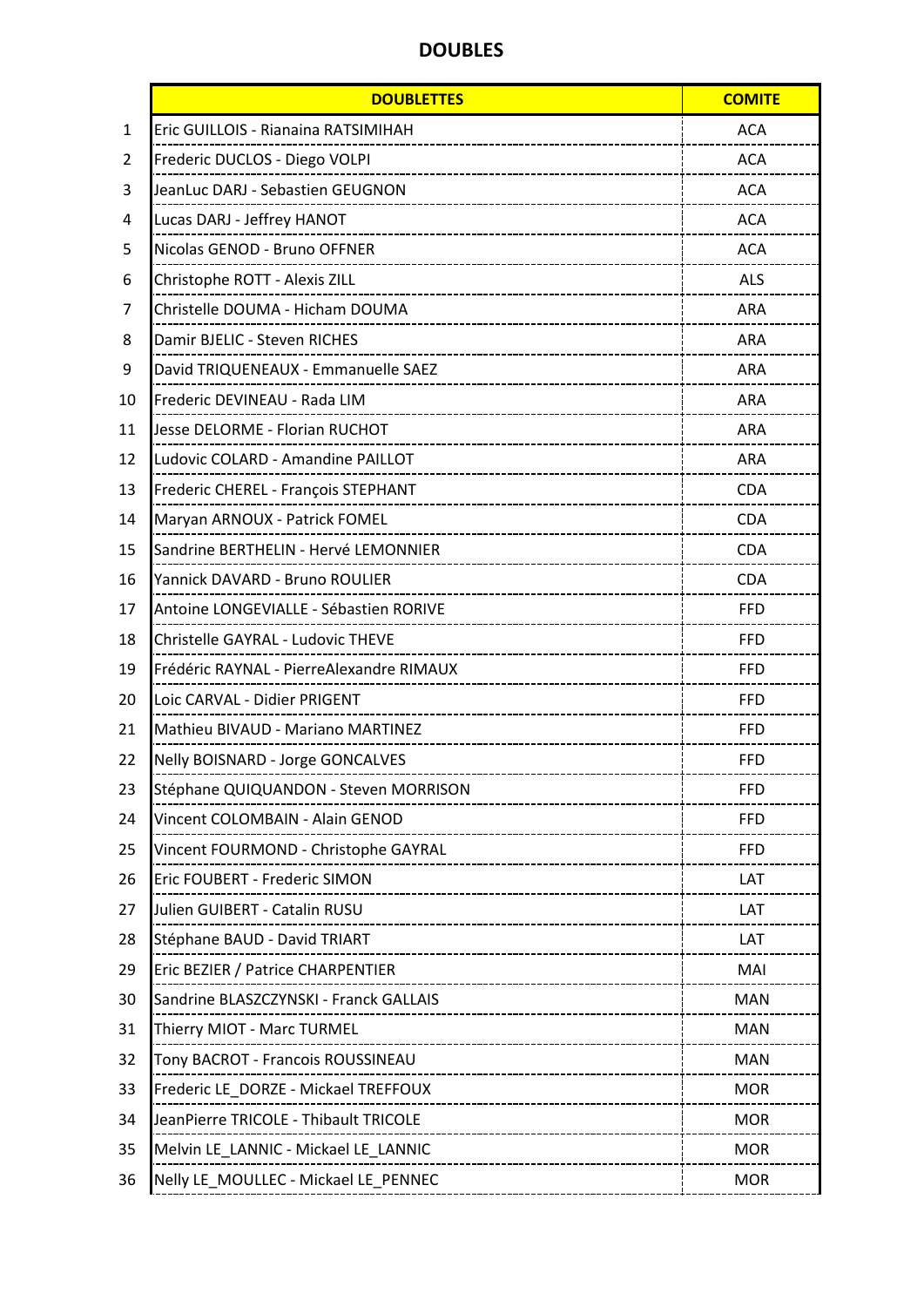# DOUBLES

| | DOUBLETTES | COMITE |
|---|---|---|
| 1 | Eric GUILLOIS - Rianaina RATSIMIHAH | ACA |
| 2 | Frederic DUCLOS - Diego VOLPI | ACA |
| 3 | JeanLuc DARJ - Sebastien GEUGNON | ACA |
| 4 | Lucas DARJ - Jeffrey HANOT | ACA |
| 5 | Nicolas GENOD - Bruno OFFNER | ACA |
| 6 | Christophe ROTT - Alexis ZILL | ALS |
| 7 | Christelle DOUMA - Hicham DOUMA | ARA |
| 8 | Damir BJELIC - Steven RICHES | ARA |
| 9 | David TRIQUENEAUX - Emmanuelle SAEZ | ARA |
| 10 | Frederic DEVINEAU - Rada LIM | ARA |
| 11 | Jesse DELORME - Florian RUCHOT | ARA |
| 12 | Ludovic COLARD - Amandine PAILLOT | ARA |
| 13 | Frederic CHEREL - François STEPHANT | CDA |
| 14 | Maryan ARNOUX - Patrick FOMEL | CDA |
| 15 | Sandrine BERTHELIN - Hervé LEMONNIER | CDA |
| 16 | Yannick DAVARD - Bruno ROULIER | CDA |
| 17 | Antoine LONGEVIALLE - Sébastien RORIVE | FFD |
| 18 | Christelle GAYRAL - Ludovic THEVE | FFD |
| 19 | Frédéric RAYNAL - PierreAlexandre RIMAUX | FFD |
| 20 | Loic CARVAL - Didier PRIGENT | FFD |
| 21 | Mathieu BIVAUD - Mariano MARTINEZ | FFD |
| 22 | Nelly BOISNARD - Jorge GONCALVES | FFD |
| 23 | Stéphane QUIQUANDON - Steven MORRISON | FFD |
| 24 | Vincent COLOMBAIN - Alain GENOD | FFD |
| 25 | Vincent FOURMOND - Christophe GAYRAL | FFD |
| 26 | Eric FOUBERT - Frederic SIMON | LAT |
| 27 | Julien GUIBERT - Catalin RUSU | LAT |
| 28 | Stéphane BAUD - David TRIART | LAT |
| 29 | Eric BEZIER / Patrice CHARPENTIER | MAI |
| 30 | Sandrine BLASZCZYNSKI - Franck GALLAIS | MAN |
| 31 | Thierry MIOT - Marc TURMEL | MAN |
| 32 | Tony BACROT - Francois ROUSSINEAU | MAN |
| 33 | Frederic LE_DORZE - Mickael TREFFOUX | MOR |
| 34 | JeanPierre TRICOLE - Thibault TRICOLE | MOR |
| 35 | Melvin LE_LANNIC - Mickael LE_LANNIC | MOR |
| 36 | Nelly LE_MOULLEC - Mickael LE_PENNEC | MOR |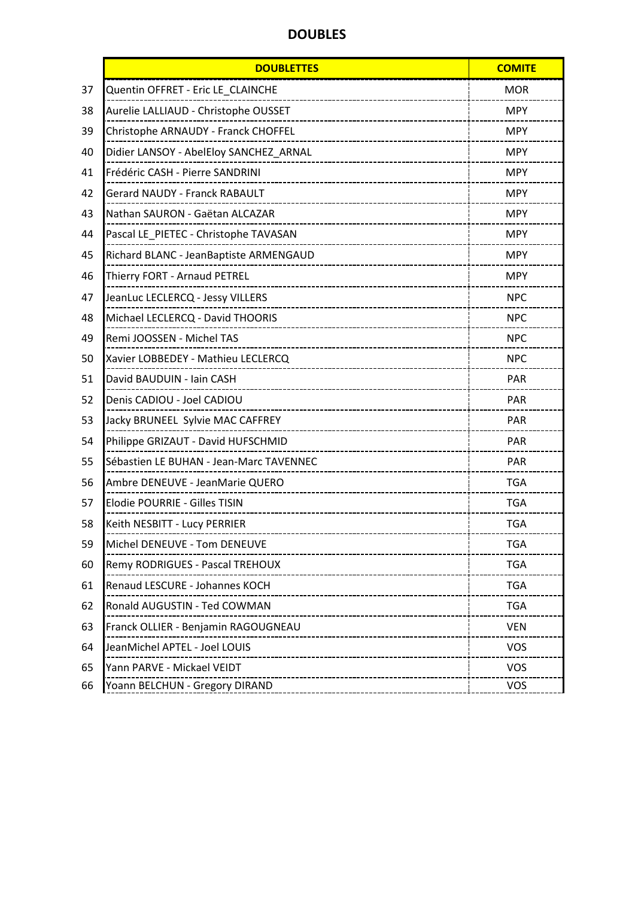## DOUBLES

| | DOUBLETTES | COMITE |
|---|---|---|
| 37 | Quentin OFFRET - Eric LE_CLAINCHE | MOR |
| 38 | Aurelie LALLIAUD - Christophe OUSSET | MPY |
| 39 | Christophe ARNAUDY - Franck CHOFFEL | MPY |
| 40 | Didier LANSOY - AbelEloy SANCHEZ_ARNAL | MPY |
| 41 | Frédéric CASH - Pierre SANDRINI | MPY |
| 42 | Gerard NAUDY - Franck RABAULT | MPY |
| 43 | Nathan SAURON - Gaëtan ALCAZAR | MPY |
| 44 | Pascal LE_PIETEC - Christophe TAVASAN | MPY |
| 45 | Richard BLANC - JeanBaptiste ARMENGAUD | MPY |
| 46 | Thierry FORT - Arnaud PETREL | MPY |
| 47 | JeanLuc LECLERCQ - Jessy VILLERS | NPC |
| 48 | Michael LECLERCQ - David THOORIS | NPC |
| 49 | Remi JOOSSEN - Michel TAS | NPC |
| 50 | Xavier LOBBEDEY - Mathieu LECLERCQ | NPC |
| 51 | David BAUDUIN - Iain CASH | PAR |
| 52 | Denis CADIOU - Joel CADIOU | PAR |
| 53 | Jacky BRUNEEL  Sylvie MAC CAFFREY | PAR |
| 54 | Philippe GRIZAUT - David HUFSCHMID | PAR |
| 55 | Sébastien LE BUHAN - Jean-Marc TAVENNEC | PAR |
| 56 | Ambre DENEUVE - JeanMarie QUERO | TGA |
| 57 | Elodie POURRIE - Gilles TISIN | TGA |
| 58 | Keith NESBITT - Lucy PERRIER | TGA |
| 59 | Michel DENEUVE - Tom DENEUVE | TGA |
| 60 | Remy RODRIGUES - Pascal TREHOUX | TGA |
| 61 | Renaud LESCURE - Johannes KOCH | TGA |
| 62 | Ronald AUGUSTIN - Ted COWMAN | TGA |
| 63 | Franck OLLIER - Benjamin RAGOUGNEAU | VEN |
| 64 | JeanMichel APTEL - Joel LOUIS | VOS |
| 65 | Yann PARVE - Mickael VEIDT | VOS |
| 66 | Yoann BELCHUN - Gregory DIRAND | VOS |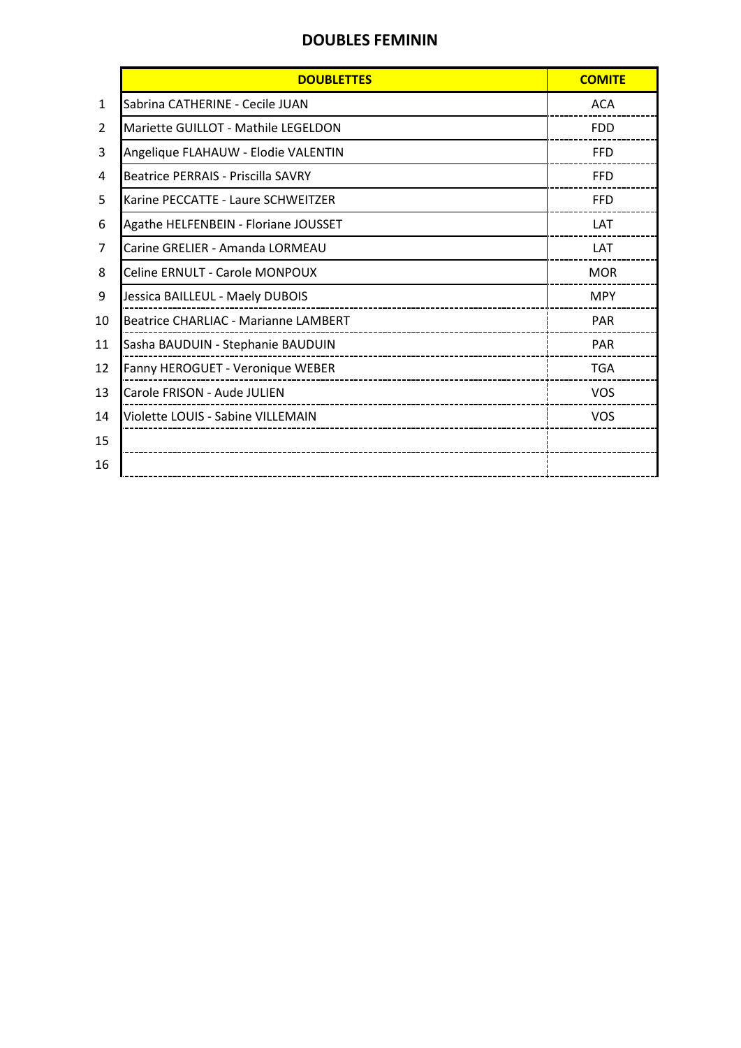# DOUBLES FEMININ

| | DOUBLETTES | COMITE |
|---|---|---|
| 1 | Sabrina CATHERINE - Cecile JUAN | ACA |
| 2 | Mariette GUILLOT - Mathile LEGELDON | FDD |
| 3 | Angelique FLAHAUW - Elodie VALENTIN | FFD |
| 4 | Beatrice PERRAIS - Priscilla SAVRY | FFD |
| 5 | Karine PECCATTE - Laure SCHWEITZER | FFD |
| 6 | Agathe HELFENBEIN - Floriane JOUSSET | LAT |
| 7 | Carine GRELIER - Amanda LORMEAU | LAT |
| 8 | Celine ERNULT - Carole MONPOUX | MOR |
| 9 | Jessica BAILLEUL - Maely DUBOIS | MPY |
| 10 | Beatrice CHARLIAC - Marianne LAMBERT | PAR |
| 11 | Sasha BAUDUIN - Stephanie BAUDUIN | PAR |
| 12 | Fanny HEROGUET - Veronique WEBER | TGA |
| 13 | Carole FRISON - Aude JULIEN | VOS |
| 14 | Violette LOUIS - Sabine VILLEMAIN | VOS |
| 15 | | |
| 16 | | |